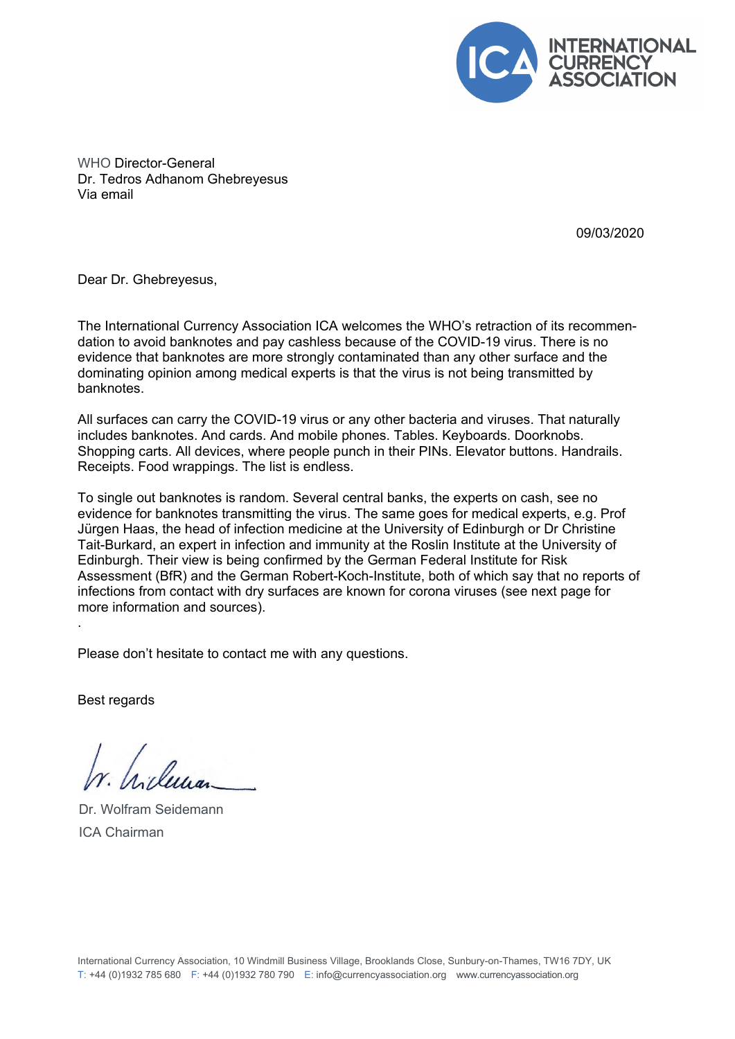INTERNATIONAL CURRENCY ASSOCIATION

WHO Director-General
Dr. Tedros Adhanom Ghebreyesus
Via email

09/03/2020

Dear Dr. Ghebreyesus,

The International Currency Association ICA welcomes the WHO's retraction of its recommendation to avoid banknotes and pay cashless because of the COVID-19 virus. There is no evidence that banknotes are more strongly contaminated than any other surface and the dominating opinion among medical experts is that the virus is not being transmitted by banknotes.

All surfaces can carry the COVID-19 virus or any other bacteria and viruses. That naturally includes banknotes. And cards. And mobile phones. Tables. Keyboards. Doorknobs. Shopping carts. All devices, where people punch in their PINs. Elevator buttons. Handrails. Receipts. Food wrappings. The list is endless.

To single out banknotes is random. Several central banks, the experts on cash, see no evidence for banknotes transmitting the virus. The same goes for medical experts, e.g. Prof Jürgen Haas, the head of infection medicine at the University of Edinburgh or Dr Christine Tait-Burkard, an expert in infection and immunity at the Roslin Institute at the University of Edinburgh. Their view is being confirmed by the German Federal Institute for Risk Assessment (BfR) and the German Robert-Koch-Institute, both of which say that no reports of infections from contact with dry surfaces are known for corona viruses (see next page for more information and sources).

.

Please don't hesitate to contact me with any questions.

Best regards

Dr. Wolfram Seidemann
ICA Chairman

International Currency Association, 10 Windmill Business Village, Brooklands Close, Sunbury-on-Thames, TW16 7DY, UK
T: +44 (0)1932 785 680 F: +44 (0)1932 780 790 E: info@currencyassociation.org www.currencyassociation.org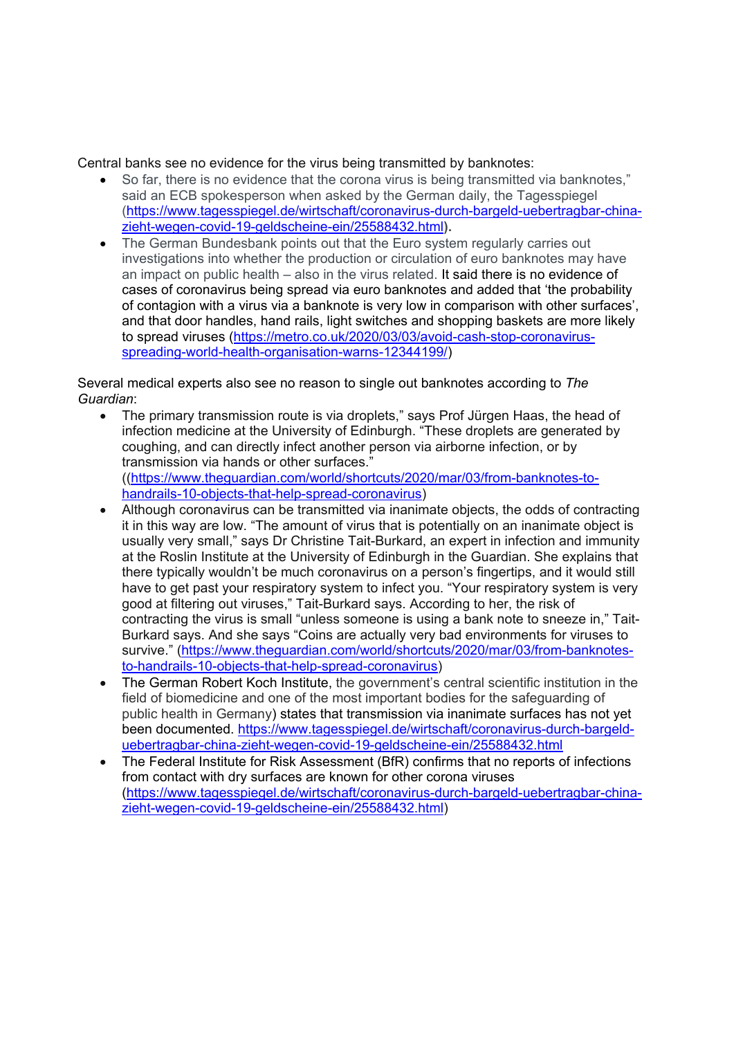Central banks see no evidence for the virus being transmitted by banknotes:

- So far, there is no evidence that the corona virus is being transmitted via banknotes," said an ECB spokesperson when asked by the German daily, the Tagesspiegel ([https://www.tagesspiegel.de/wirtschaft/coronavirus-durch-bargeld-uebertragbar-china-zieht-wegen-covid-19-geldscheine-ein/25588432.html](https://www.tagesspiegel.de/wirtschaft/coronavirus-durch-bargeld-uebertragbar-china-zieht-wegen-covid-19-geldscheine-ein/25588432.html)).
- The German Bundesbank points out that the Euro system regularly carries out investigations into whether the production or circulation of euro banknotes may have an impact on public health – also in the virus related. It said there is no evidence of cases of coronavirus being spread via euro banknotes and added that 'the probability of contagion with a virus via a banknote is very low in comparison with other surfaces', and that door handles, hand rails, light switches and shopping baskets are more likely to spread viruses ([https://metro.co.uk/2020/03/03/avoid-cash-stop-coronavirus-spreading-world-health-organisation-warns-12344199/](https://metro.co.uk/2020/03/03/avoid-cash-stop-coronavirus-spreading-world-health-organisation-warns-12344199/))

Several medical experts also see no reason to single out banknotes according to *The Guardian*:

- The primary transmission route is via droplets," says Prof Jürgen Haas, the head of infection medicine at the University of Edinburgh. "These droplets are generated by coughing, and can directly infect another person via airborne infection, or by transmission via hands or other surfaces." (([https://www.theguardian.com/world/shortcuts/2020/mar/03/from-banknotes-to-handrails-10-objects-that-help-spread-coronavirus](https://www.theguardian.com/world/shortcuts/2020/mar/03/from-banknotes-to-handrails-10-objects-that-help-spread-coronavirus))
- Although coronavirus can be transmitted via inanimate objects, the odds of contracting it in this way are low. "The amount of virus that is potentially on an inanimate object is usually very small," says Dr Christine Tait-Burkard, an expert in infection and immunity at the Roslin Institute at the University of Edinburgh in the Guardian. She explains that there typically wouldn't be much coronavirus on a person's fingertips, and it would still have to get past your respiratory system to infect you. "Your respiratory system is very good at filtering out viruses," Tait-Burkard says. According to her, the risk of contracting the virus is small "unless someone is using a bank note to sneeze in," Tait-Burkard says. And she says "Coins are actually very bad environments for viruses to survive." ([https://www.theguardian.com/world/shortcuts/2020/mar/03/from-banknotes-to-handrails-10-objects-that-help-spread-coronavirus](https://www.theguardian.com/world/shortcuts/2020/mar/03/from-banknotes-to-handrails-10-objects-that-help-spread-coronavirus))
- The German Robert Koch Institute, the government's central scientific institution in the field of biomedicine and one of the most important bodies for the safeguarding of public health in Germany) states that transmission via inanimate surfaces has not yet been documented. [https://www.tagesspiegel.de/wirtschaft/coronavirus-durch-bargeld-uebertragbar-china-zieht-wegen-covid-19-geldscheine-ein/25588432.html](https://www.tagesspiegel.de/wirtschaft/coronavirus-durch-bargeld-uebertragbar-china-zieht-wegen-covid-19-geldscheine-ein/25588432.html)
- The Federal Institute for Risk Assessment (BfR) confirms that no reports of infections from contact with dry surfaces are known for other corona viruses ([https://www.tagesspiegel.de/wirtschaft/coronavirus-durch-bargeld-uebertragbar-china-zieht-wegen-covid-19-geldscheine-ein/25588432.html](https://www.tagesspiegel.de/wirtschaft/coronavirus-durch-bargeld-uebertragbar-china-zieht-wegen-covid-19-geldscheine-ein/25588432.html))